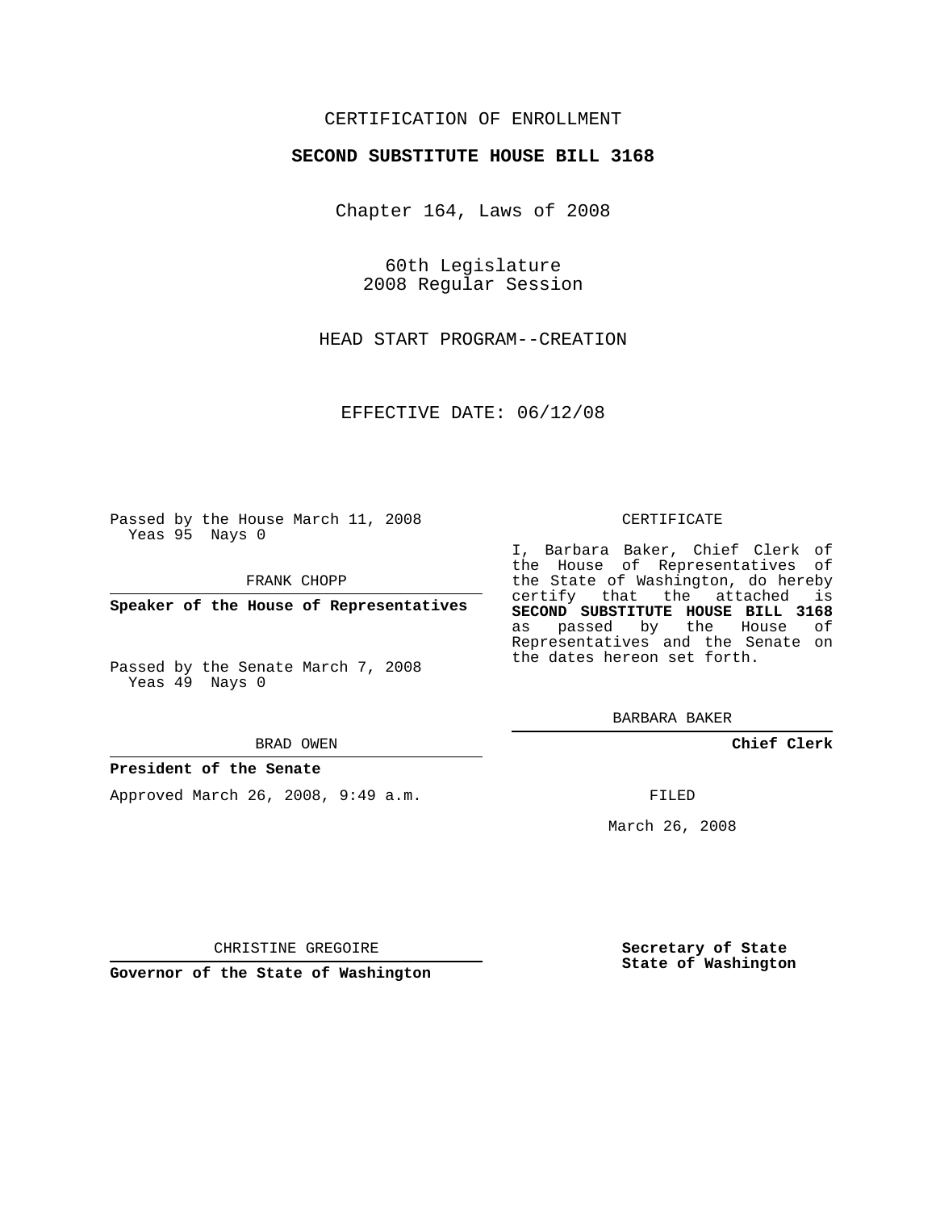CERTIFICATION OF ENROLLMENT

**SECOND SUBSTITUTE HOUSE BILL 3168**

Chapter 164, Laws of 2008

60th Legislature
2008 Regular Session

HEAD START PROGRAM--CREATION

EFFECTIVE DATE: 06/12/08

Passed by the House March 11, 2008
Yeas 95 Nays 0

FRANK CHOPP

**Speaker of the House of Representatives**

Passed by the Senate March 7, 2008
Yeas 49 Nays 0

BRAD OWEN

**President of the Senate**

Approved March 26, 2008, 9:49 a.m.

CHRISTINE GREGOIRE

**Governor of the State of Washington**

CERTIFICATE

I, Barbara Baker, Chief Clerk of the House of Representatives of the State of Washington, do hereby certify that the attached is **SECOND SUBSTITUTE HOUSE BILL 3168** as passed by the House of Representatives and the Senate on the dates hereon set forth.

BARBARA BAKER

**Chief Clerk**

FILED

March 26, 2008

**Secretary of State**
**State of Washington**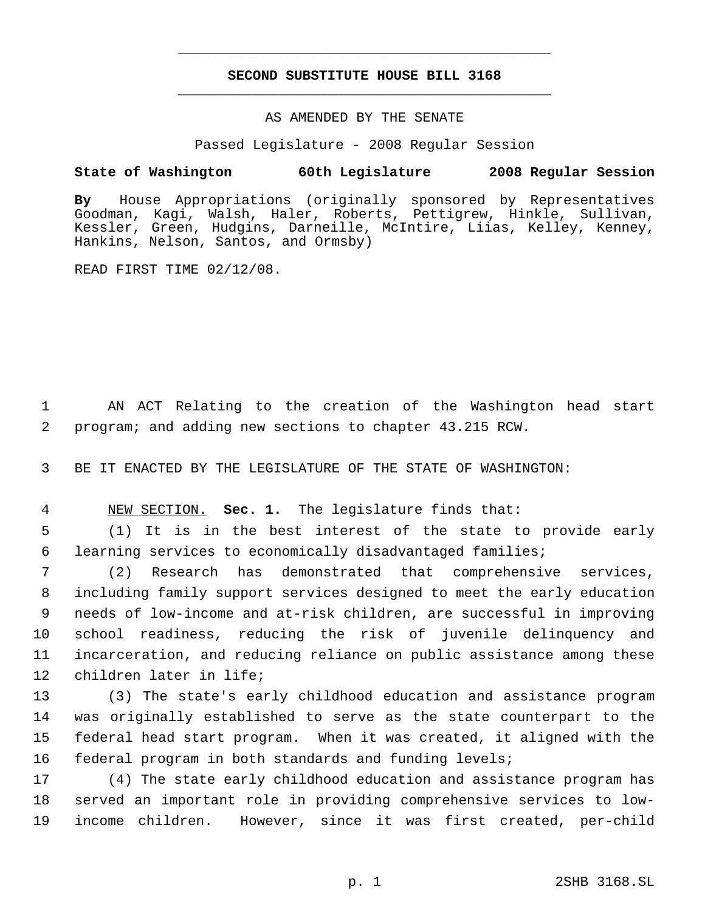# SECOND SUBSTITUTE HOUSE BILL 3168

AS AMENDED BY THE SENATE

Passed Legislature - 2008 Regular Session

**State of Washington 60th Legislature 2008 Regular Session**

**By** House Appropriations (originally sponsored by Representatives Goodman, Kagi, Walsh, Haler, Roberts, Pettigrew, Hinkle, Sullivan, Kessler, Green, Hudgins, Darneille, McIntire, Liias, Kelley, Kenney, Hankins, Nelson, Santos, and Ormsby)

READ FIRST TIME 02/12/08.

AN ACT Relating to the creation of the Washington head start program; and adding new sections to chapter 43.215 RCW.

BE IT ENACTED BY THE LEGISLATURE OF THE STATE OF WASHINGTON:

NEW SECTION. **Sec. 1.** The legislature finds that:

(1) It is in the best interest of the state to provide early learning services to economically disadvantaged families;

(2) Research has demonstrated that comprehensive services, including family support services designed to meet the early education needs of low-income and at-risk children, are successful in improving school readiness, reducing the risk of juvenile delinquency and incarceration, and reducing reliance on public assistance among these children later in life;

(3) The state's early childhood education and assistance program was originally established to serve as the state counterpart to the federal head start program. When it was created, it aligned with the federal program in both standards and funding levels;

(4) The state early childhood education and assistance program has served an important role in providing comprehensive services to low-income children. However, since it was first created, per-child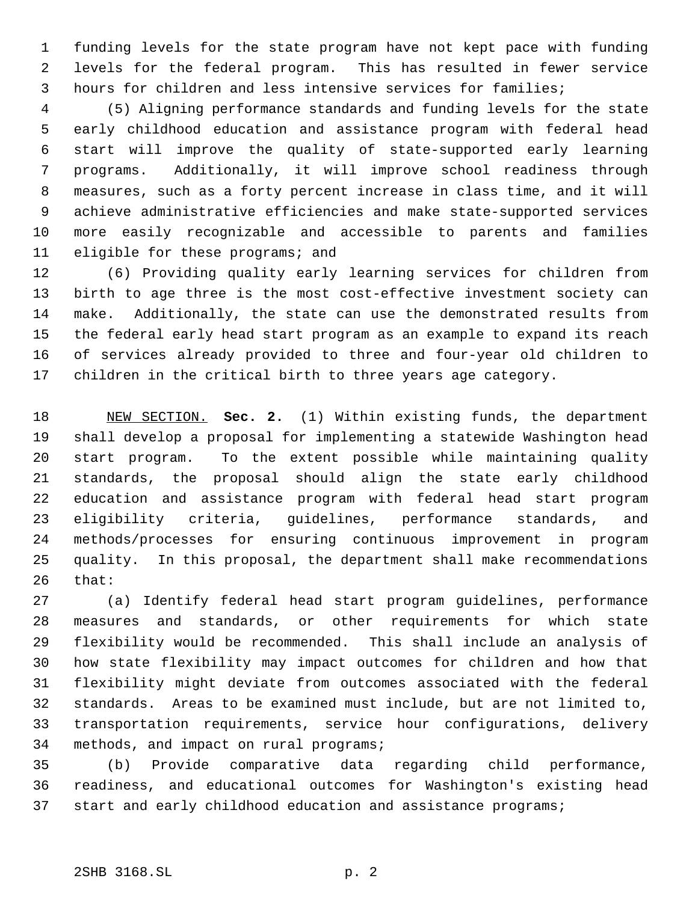funding levels for the state program have not kept pace with funding levels for the federal program. This has resulted in fewer service hours for children and less intensive services for families;

(5) Aligning performance standards and funding levels for the state early childhood education and assistance program with federal head start will improve the quality of state-supported early learning programs. Additionally, it will improve school readiness through measures, such as a forty percent increase in class time, and it will achieve administrative efficiencies and make state-supported services more easily recognizable and accessible to parents and families eligible for these programs; and

(6) Providing quality early learning services for children from birth to age three is the most cost-effective investment society can make. Additionally, the state can use the demonstrated results from the federal early head start program as an example to expand its reach of services already provided to three and four-year old children to children in the critical birth to three years age category.

NEW SECTION. **Sec. 2.** (1) Within existing funds, the department shall develop a proposal for implementing a statewide Washington head start program. To the extent possible while maintaining quality standards, the proposal should align the state early childhood education and assistance program with federal head start program eligibility criteria, guidelines, performance standards, and methods/processes for ensuring continuous improvement in program quality. In this proposal, the department shall make recommendations that:

(a) Identify federal head start program guidelines, performance measures and standards, or other requirements for which state flexibility would be recommended. This shall include an analysis of how state flexibility may impact outcomes for children and how that flexibility might deviate from outcomes associated with the federal standards. Areas to be examined must include, but are not limited to, transportation requirements, service hour configurations, delivery methods, and impact on rural programs;

(b) Provide comparative data regarding child performance, readiness, and educational outcomes for Washington's existing head start and early childhood education and assistance programs;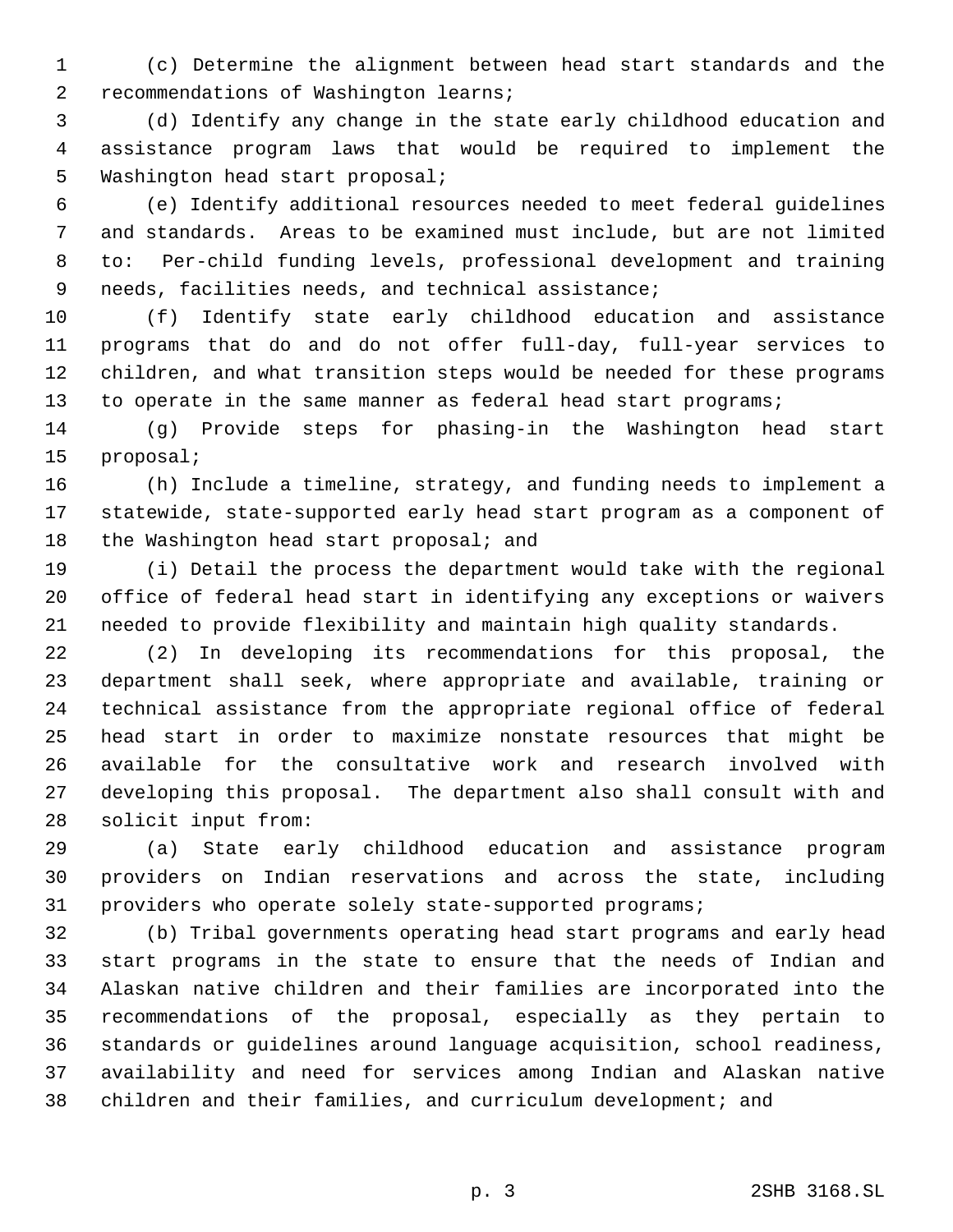(c) Determine the alignment between head start standards and the recommendations of Washington learns;

(d) Identify any change in the state early childhood education and assistance program laws that would be required to implement the Washington head start proposal;

(e) Identify additional resources needed to meet federal guidelines and standards. Areas to be examined must include, but are not limited to: Per-child funding levels, professional development and training needs, facilities needs, and technical assistance;

(f) Identify state early childhood education and assistance programs that do and do not offer full-day, full-year services to children, and what transition steps would be needed for these programs to operate in the same manner as federal head start programs;

(g) Provide steps for phasing-in the Washington head start proposal;

(h) Include a timeline, strategy, and funding needs to implement a statewide, state-supported early head start program as a component of the Washington head start proposal; and

(i) Detail the process the department would take with the regional office of federal head start in identifying any exceptions or waivers needed to provide flexibility and maintain high quality standards.

(2) In developing its recommendations for this proposal, the department shall seek, where appropriate and available, training or technical assistance from the appropriate regional office of federal head start in order to maximize nonstate resources that might be available for the consultative work and research involved with developing this proposal. The department also shall consult with and solicit input from:

(a) State early childhood education and assistance program providers on Indian reservations and across the state, including providers who operate solely state-supported programs;

(b) Tribal governments operating head start programs and early head start programs in the state to ensure that the needs of Indian and Alaskan native children and their families are incorporated into the recommendations of the proposal, especially as they pertain to standards or guidelines around language acquisition, school readiness, availability and need for services among Indian and Alaskan native children and their families, and curriculum development; and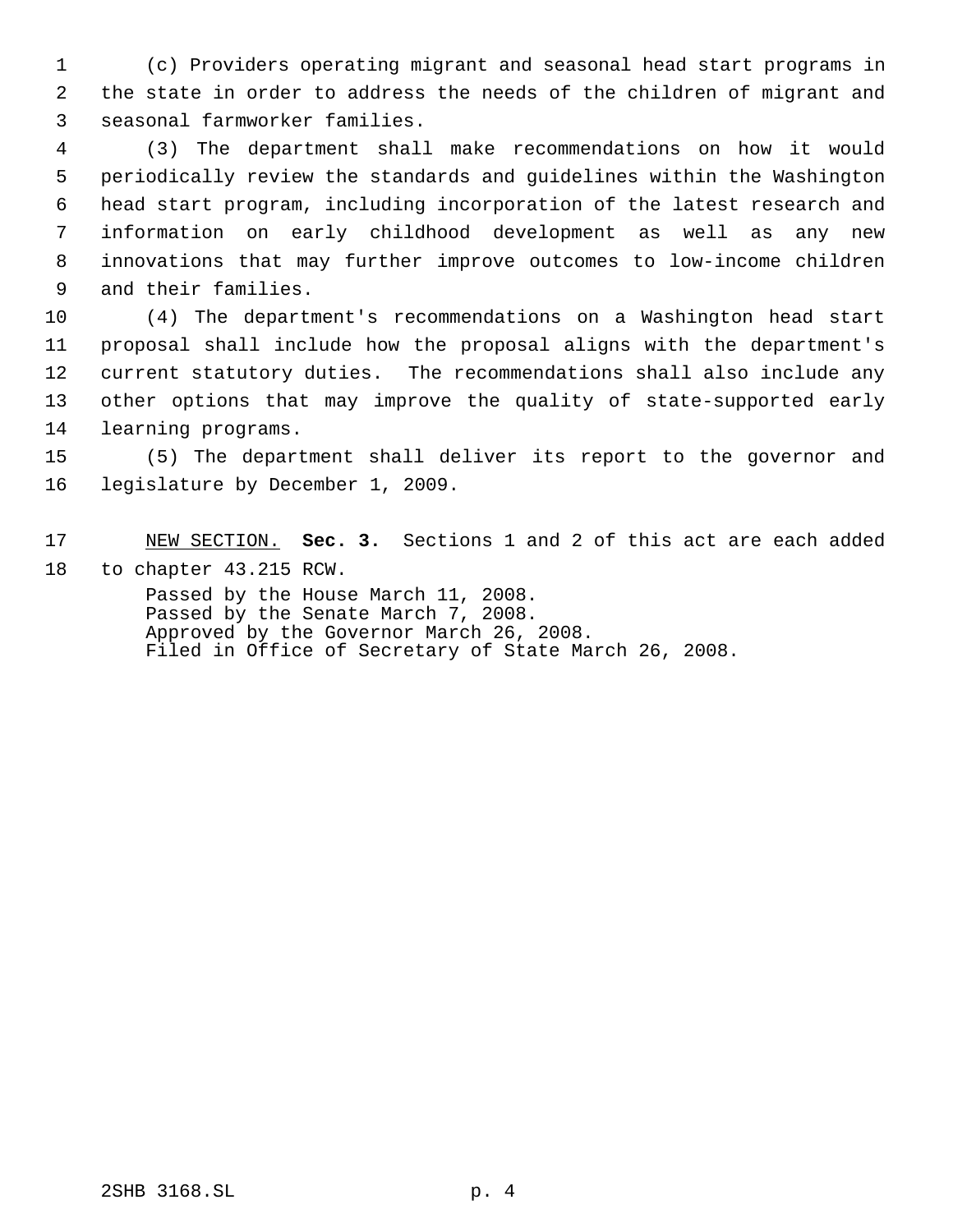(c) Providers operating migrant and seasonal head start programs in the state in order to address the needs of the children of migrant and seasonal farmworker families.

(3) The department shall make recommendations on how it would periodically review the standards and guidelines within the Washington head start program, including incorporation of the latest research and information on early childhood development as well as any new innovations that may further improve outcomes to low-income children and their families.

(4) The department's recommendations on a Washington head start proposal shall include how the proposal aligns with the department's current statutory duties. The recommendations shall also include any other options that may improve the quality of state-supported early learning programs.

(5) The department shall deliver its report to the governor and legislature by December 1, 2009.

NEW SECTION. **Sec. 3.** Sections 1 and 2 of this act are each added to chapter 43.215 RCW.

Passed by the House March 11, 2008.
Passed by the Senate March 7, 2008.
Approved by the Governor March 26, 2008.
Filed in Office of Secretary of State March 26, 2008.